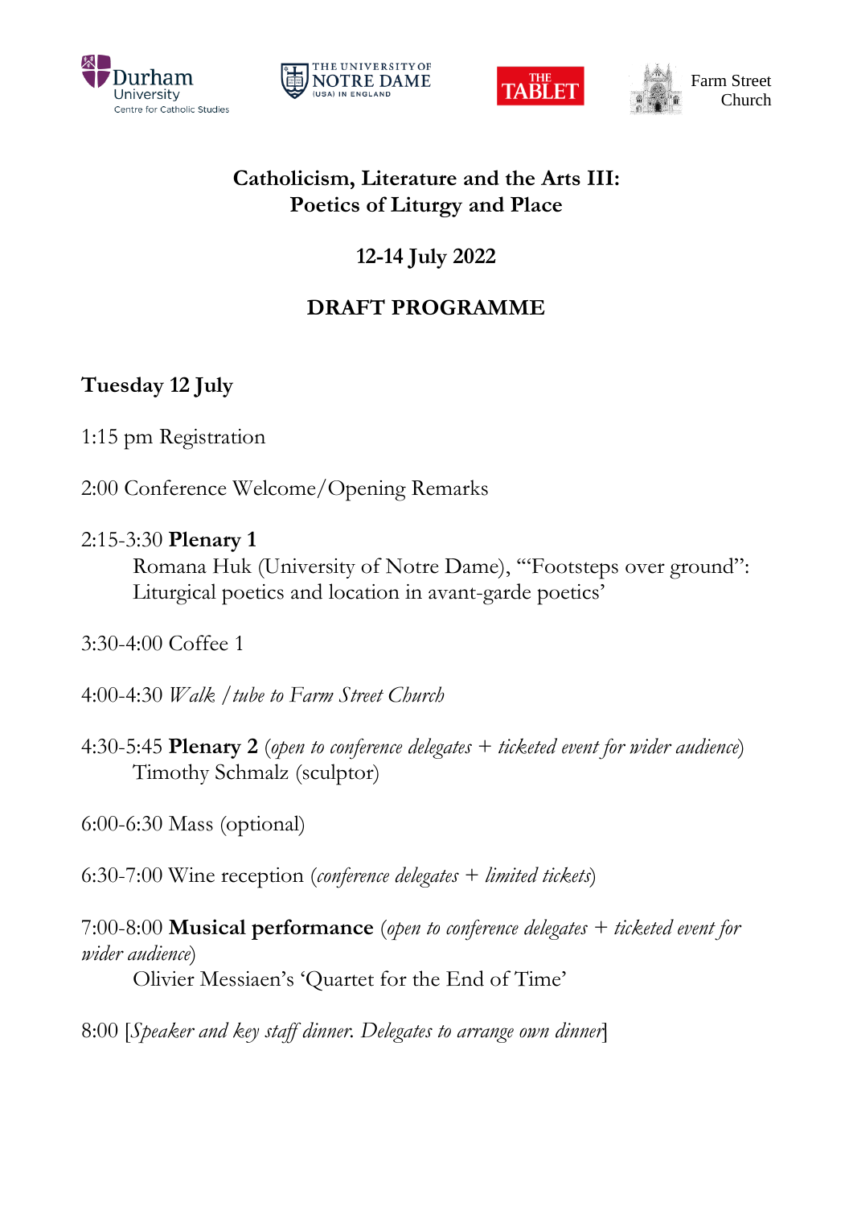Durham University Centre for Catholic Studies | The University of Notre Dame (USA) in England | The Tablet | Farm Street Church

# Catholicism, Literature and the Arts III: Poetics of Liturgy and Place

## 12-14 July 2022

## DRAFT PROGRAMME

### Tuesday 12 July

1:15 pm Registration

2:00 Conference Welcome/Opening Remarks

2:15-3:30 **Plenary 1**
Romana Huk (University of Notre Dame), '"Footsteps over ground": Liturgical poetics and location in avant-garde poetics'

3:30-4:00 Coffee 1

4:00-4:30 *Walk / tube to Farm Street Church*

4:30-5:45 **Plenary 2** (*open to conference delegates + ticketed event for wider audience*)
Timothy Schmalz (sculptor)

6:00-6:30 Mass (optional)

6:30-7:00 Wine reception (*conference delegates + limited tickets*)

7:00-8:00 **Musical performance** (*open to conference delegates + ticketed event for wider audience*)
Olivier Messiaen's 'Quartet for the End of Time'

8:00 [*Speaker and key staff dinner. Delegates to arrange own dinner*]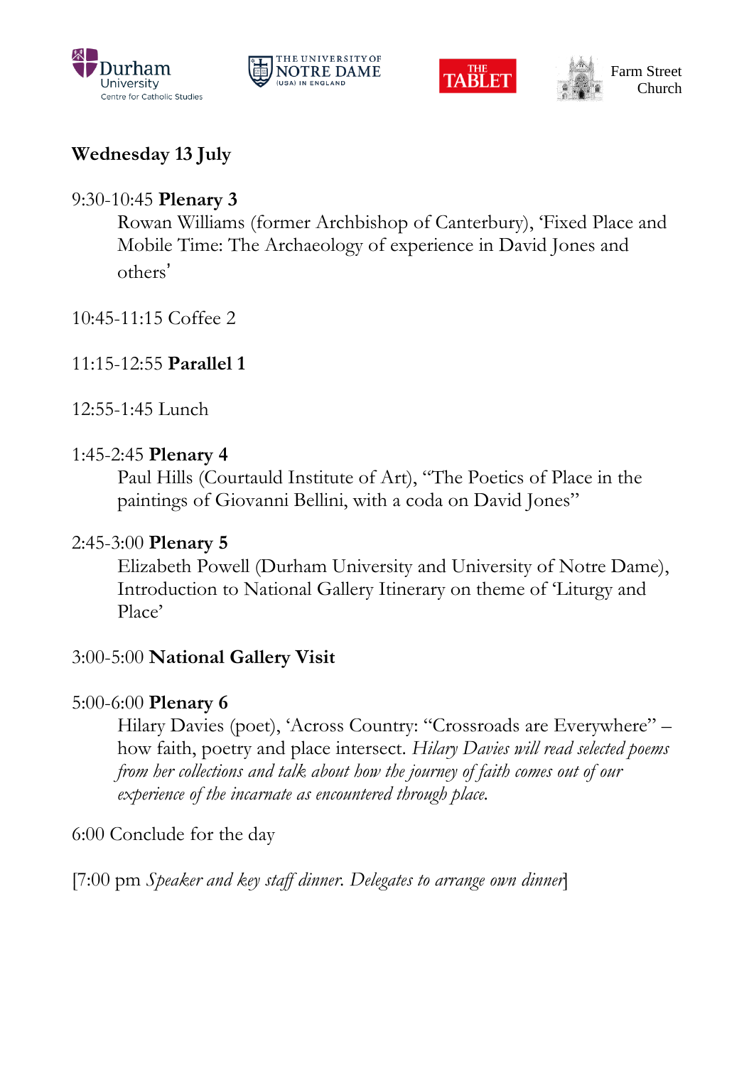Durham University Centre for Catholic Studies | The University of Notre Dame (USA) in England | The Tablet | Farm Street Church

**Wednesday 13 July**

9:30-10:45 **Plenary 3**
Rowan Williams (former Archbishop of Canterbury), 'Fixed Place and Mobile Time: The Archaeology of experience in David Jones and others'

10:45-11:15 Coffee 2

11:15-12:55 **Parallel 1**

12:55-1:45 Lunch

1:45-2:45 **Plenary 4**
Paul Hills (Courtauld Institute of Art), "The Poetics of Place in the paintings of Giovanni Bellini, with a coda on David Jones"

2:45-3:00 **Plenary 5**
Elizabeth Powell (Durham University and University of Notre Dame), Introduction to National Gallery Itinerary on theme of 'Liturgy and Place'

3:00-5:00 **National Gallery Visit**

5:00-6:00 **Plenary 6**
Hilary Davies (poet), 'Across Country: "Crossroads are Everywhere" – how faith, poetry and place intersect. *Hilary Davies will read selected poems from her collections and talk about how the journey of faith comes out of our experience of the incarnate as encountered through place.*

6:00 Conclude for the day

[7:00 pm *Speaker and key staff dinner. Delegates to arrange own dinner*]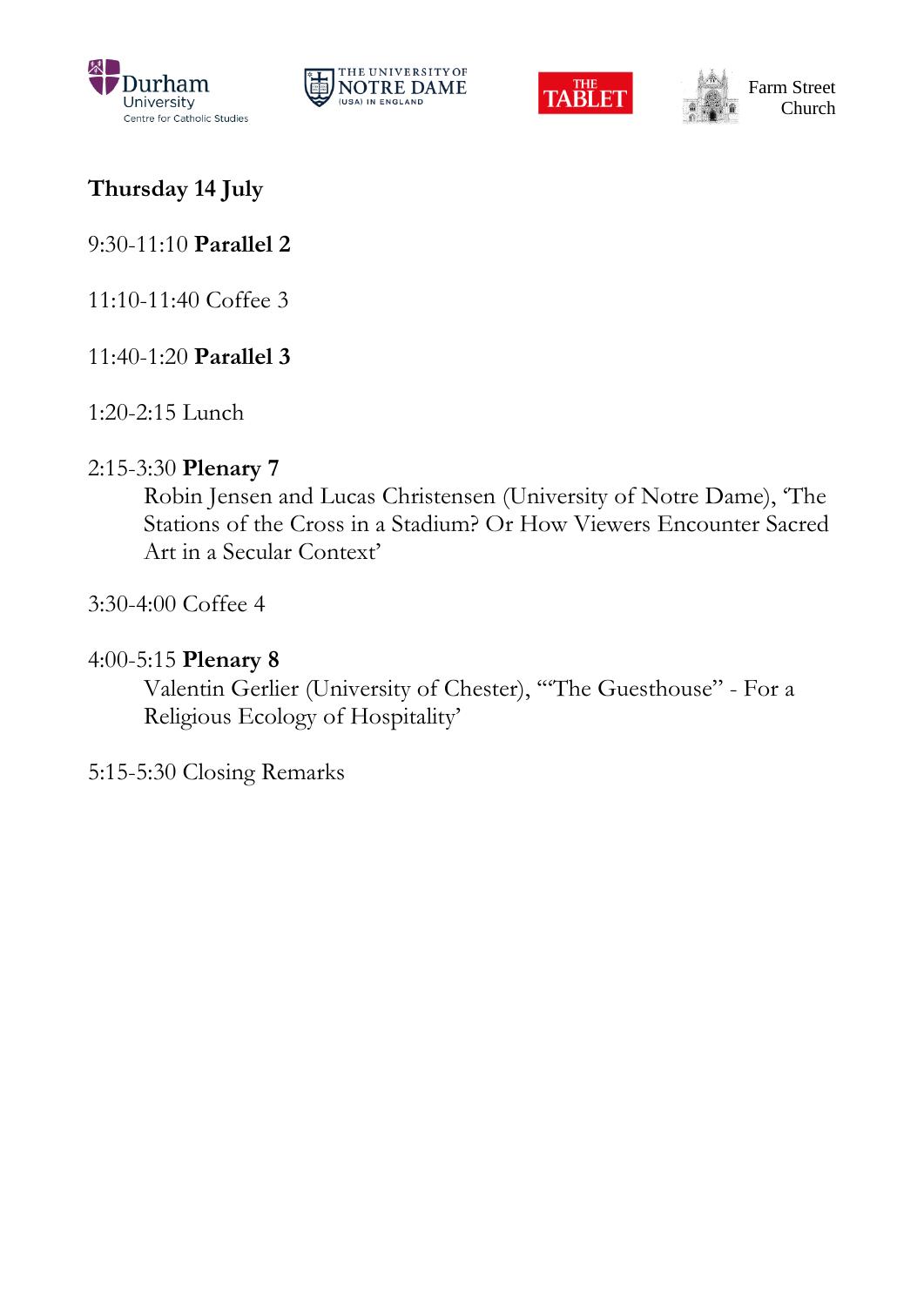Durham University Centre for Catholic Studies    The University of Notre Dame (USA) in England    The Tablet    Farm Street Church

**Thursday 14 July**

9:30-11:10 **Parallel 2**

11:10-11:40 Coffee 3

11:40-1:20 **Parallel 3**

1:20-2:15 Lunch

2:15-3:30 **Plenary 7**

Robin Jensen and Lucas Christensen (University of Notre Dame), 'The Stations of the Cross in a Stadium? Or How Viewers Encounter Sacred Art in a Secular Context'

3:30-4:00 Coffee 4

4:00-5:15 **Plenary 8**

Valentin Gerlier (University of Chester), '"The Guesthouse" - For a Religious Ecology of Hospitality'

5:15-5:30 Closing Remarks